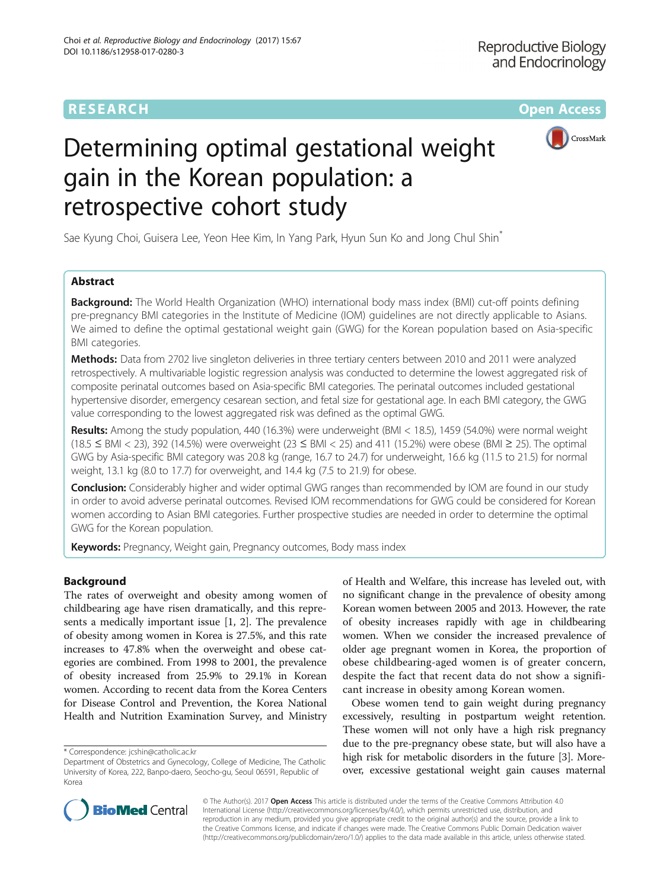RESEARCH

Open Access

# Determining optimal gestational weight gain in the Korean population: a retrospective cohort study

Sae Kyung Choi, Guisera Lee, Yeon Hee Kim, In Yang Park, Hyun Sun Ko and Jong Chul Shin*

## Abstract

**Background:** The World Health Organization (WHO) international body mass index (BMI) cut-off points defining pre-pregnancy BMI categories in the Institute of Medicine (IOM) guidelines are not directly applicable to Asians. We aimed to define the optimal gestational weight gain (GWG) for the Korean population based on Asia-specific BMI categories.

**Methods:** Data from 2702 live singleton deliveries in three tertiary centers between 2010 and 2011 were analyzed retrospectively. A multivariable logistic regression analysis was conducted to determine the lowest aggregated risk of composite perinatal outcomes based on Asia-specific BMI categories. The perinatal outcomes included gestational hypertensive disorder, emergency cesarean section, and fetal size for gestational age. In each BMI category, the GWG value corresponding to the lowest aggregated risk was defined as the optimal GWG.

**Results:** Among the study population, 440 (16.3%) were underweight (BMI < 18.5), 1459 (54.0%) were normal weight (18.5 ≤ BMI < 23), 392 (14.5%) were overweight (23 ≤ BMI < 25) and 411 (15.2%) were obese (BMI ≥ 25). The optimal GWG by Asia-specific BMI category was 20.8 kg (range, 16.7 to 24.7) for underweight, 16.6 kg (11.5 to 21.5) for normal weight, 13.1 kg (8.0 to 17.7) for overweight, and 14.4 kg (7.5 to 21.9) for obese.

**Conclusion:** Considerably higher and wider optimal GWG ranges than recommended by IOM are found in our study in order to avoid adverse perinatal outcomes. Revised IOM recommendations for GWG could be considered for Korean women according to Asian BMI categories. Further prospective studies are needed in order to determine the optimal GWG for the Korean population.

**Keywords:** Pregnancy, Weight gain, Pregnancy outcomes, Body mass index

## Background

The rates of overweight and obesity among women of childbearing age have risen dramatically, and this represents a medically important issue [1, 2]. The prevalence of obesity among women in Korea is 27.5%, and this rate increases to 47.8% when the overweight and obese categories are combined. From 1998 to 2001, the prevalence of obesity increased from 25.9% to 29.1% in Korean women. According to recent data from the Korea Centers for Disease Control and Prevention, the Korea National Health and Nutrition Examination Survey, and Ministry of Health and Welfare, this increase has leveled out, with no significant change in the prevalence of obesity among Korean women between 2005 and 2013. However, the rate of obesity increases rapidly with age in childbearing women. When we consider the increased prevalence of older age pregnant women in Korea, the proportion of obese childbearing-aged women is of greater concern, despite the fact that recent data do not show a significant increase in obesity among Korean women.

Obese women tend to gain weight during pregnancy excessively, resulting in postpartum weight retention. These women will not only have a high risk pregnancy due to the pre-pregnancy obese state, but will also have a high risk for metabolic disorders in the future [3]. Moreover, excessive gestational weight gain causes maternal

\* Correspondence: jcshin@catholic.ac.kr
Department of Obstetrics and Gynecology, College of Medicine, The Catholic University of Korea, 222, Banpo-daero, Seocho-gu, Seoul 06591, Republic of Korea

© The Author(s). 2017 **Open Access** This article is distributed under the terms of the Creative Commons Attribution 4.0 International License (http://creativecommons.org/licenses/by/4.0/), which permits unrestricted use, distribution, and reproduction in any medium, provided you give appropriate credit to the original author(s) and the source, provide a link to the Creative Commons license, and indicate if changes were made. The Creative Commons Public Domain Dedication waiver (http://creativecommons.org/publicdomain/zero/1.0/) applies to the data made available in this article, unless otherwise stated.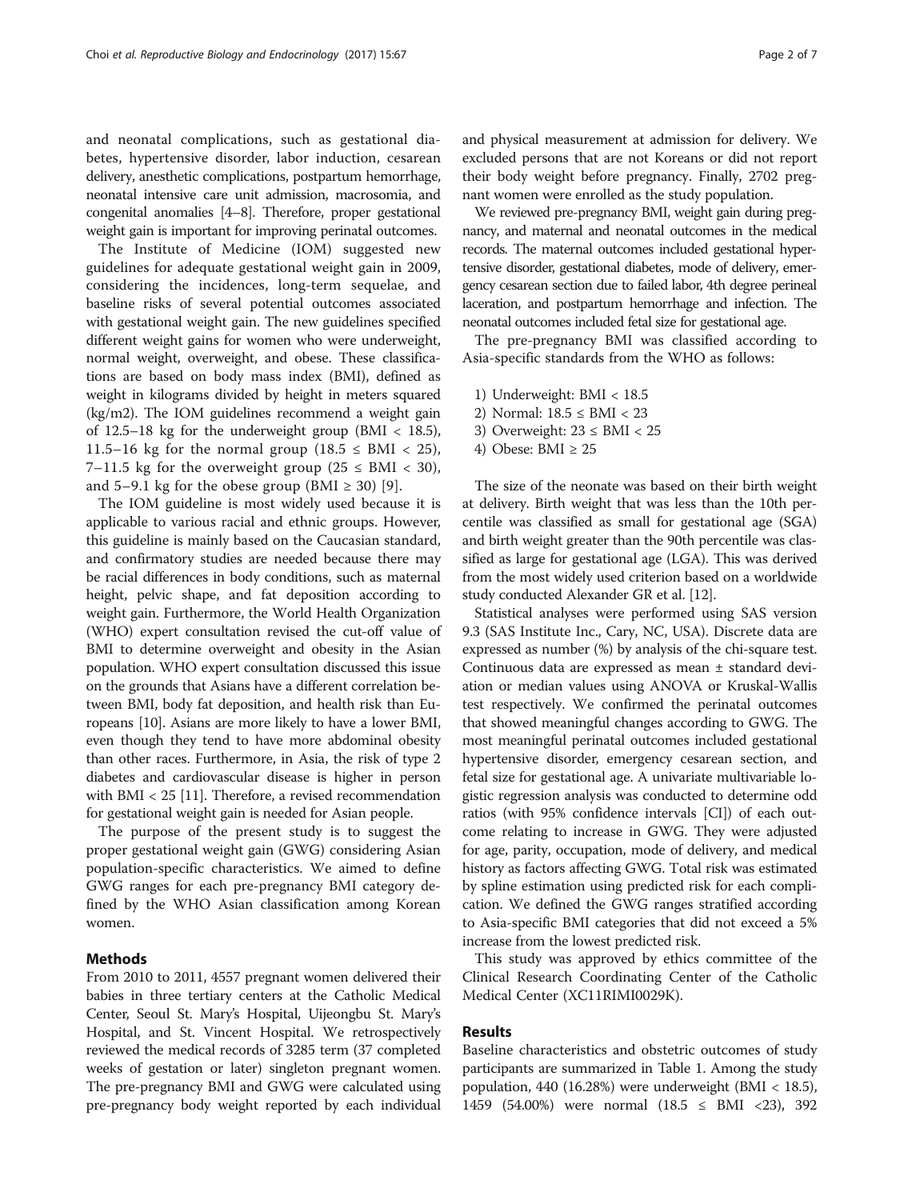and neonatal complications, such as gestational diabetes, hypertensive disorder, labor induction, cesarean delivery, anesthetic complications, postpartum hemorrhage, neonatal intensive care unit admission, macrosomia, and congenital anomalies [4–8]. Therefore, proper gestational weight gain is important for improving perinatal outcomes.

The Institute of Medicine (IOM) suggested new guidelines for adequate gestational weight gain in 2009, considering the incidences, long-term sequelae, and baseline risks of several potential outcomes associated with gestational weight gain. The new guidelines specified different weight gains for women who were underweight, normal weight, overweight, and obese. These classifications are based on body mass index (BMI), defined as weight in kilograms divided by height in meters squared (kg/m2). The IOM guidelines recommend a weight gain of 12.5–18 kg for the underweight group (BMI < 18.5), 11.5–16 kg for the normal group (18.5 ≤ BMI < 25), 7–11.5 kg for the overweight group (25 ≤ BMI < 30), and 5–9.1 kg for the obese group (BMI ≥ 30) [9].

The IOM guideline is most widely used because it is applicable to various racial and ethnic groups. However, this guideline is mainly based on the Caucasian standard, and confirmatory studies are needed because there may be racial differences in body conditions, such as maternal height, pelvic shape, and fat deposition according to weight gain. Furthermore, the World Health Organization (WHO) expert consultation revised the cut-off value of BMI to determine overweight and obesity in the Asian population. WHO expert consultation discussed this issue on the grounds that Asians have a different correlation between BMI, body fat deposition, and health risk than Europeans [10]. Asians are more likely to have a lower BMI, even though they tend to have more abdominal obesity than other races. Furthermore, in Asia, the risk of type 2 diabetes and cardiovascular disease is higher in person with BMI < 25 [11]. Therefore, a revised recommendation for gestational weight gain is needed for Asian people.

The purpose of the present study is to suggest the proper gestational weight gain (GWG) considering Asian population-specific characteristics. We aimed to define GWG ranges for each pre-pregnancy BMI category defined by the WHO Asian classification among Korean women.

## Methods

From 2010 to 2011, 4557 pregnant women delivered their babies in three tertiary centers at the Catholic Medical Center, Seoul St. Mary's Hospital, Uijeongbu St. Mary's Hospital, and St. Vincent Hospital. We retrospectively reviewed the medical records of 3285 term (37 completed weeks of gestation or later) singleton pregnant women. The pre-pregnancy BMI and GWG were calculated using pre-pregnancy body weight reported by each individual and physical measurement at admission for delivery. We excluded persons that are not Koreans or did not report their body weight before pregnancy. Finally, 2702 pregnant women were enrolled as the study population.

We reviewed pre-pregnancy BMI, weight gain during pregnancy, and maternal and neonatal outcomes in the medical records. The maternal outcomes included gestational hypertensive disorder, gestational diabetes, mode of delivery, emergency cesarean section due to failed labor, 4th degree perineal laceration, and postpartum hemorrhage and infection. The neonatal outcomes included fetal size for gestational age.

The pre-pregnancy BMI was classified according to Asia-specific standards from the WHO as follows:

1) Underweight: BMI < 18.5
2) Normal: 18.5 ≤ BMI < 23
3) Overweight: 23 ≤ BMI < 25
4) Obese: BMI ≥ 25

The size of the neonate was based on their birth weight at delivery. Birth weight that was less than the 10th percentile was classified as small for gestational age (SGA) and birth weight greater than the 90th percentile was classified as large for gestational age (LGA). This was derived from the most widely used criterion based on a worldwide study conducted Alexander GR et al. [12].

Statistical analyses were performed using SAS version 9.3 (SAS Institute Inc., Cary, NC, USA). Discrete data are expressed as number (%) by analysis of the chi-square test. Continuous data are expressed as mean ± standard deviation or median values using ANOVA or Kruskal-Wallis test respectively. We confirmed the perinatal outcomes that showed meaningful changes according to GWG. The most meaningful perinatal outcomes included gestational hypertensive disorder, emergency cesarean section, and fetal size for gestational age. A univariate multivariable logistic regression analysis was conducted to determine odd ratios (with 95% confidence intervals [CI]) of each outcome relating to increase in GWG. They were adjusted for age, parity, occupation, mode of delivery, and medical history as factors affecting GWG. Total risk was estimated by spline estimation using predicted risk for each complication. We defined the GWG ranges stratified according to Asia-specific BMI categories that did not exceed a 5% increase from the lowest predicted risk.

This study was approved by ethics committee of the Clinical Research Coordinating Center of the Catholic Medical Center (XC11RIMI0029K).

## Results

Baseline characteristics and obstetric outcomes of study participants are summarized in Table 1. Among the study population, 440 (16.28%) were underweight (BMI < 18.5), 1459 (54.00%) were normal (18.5 ≤ BMI <23), 392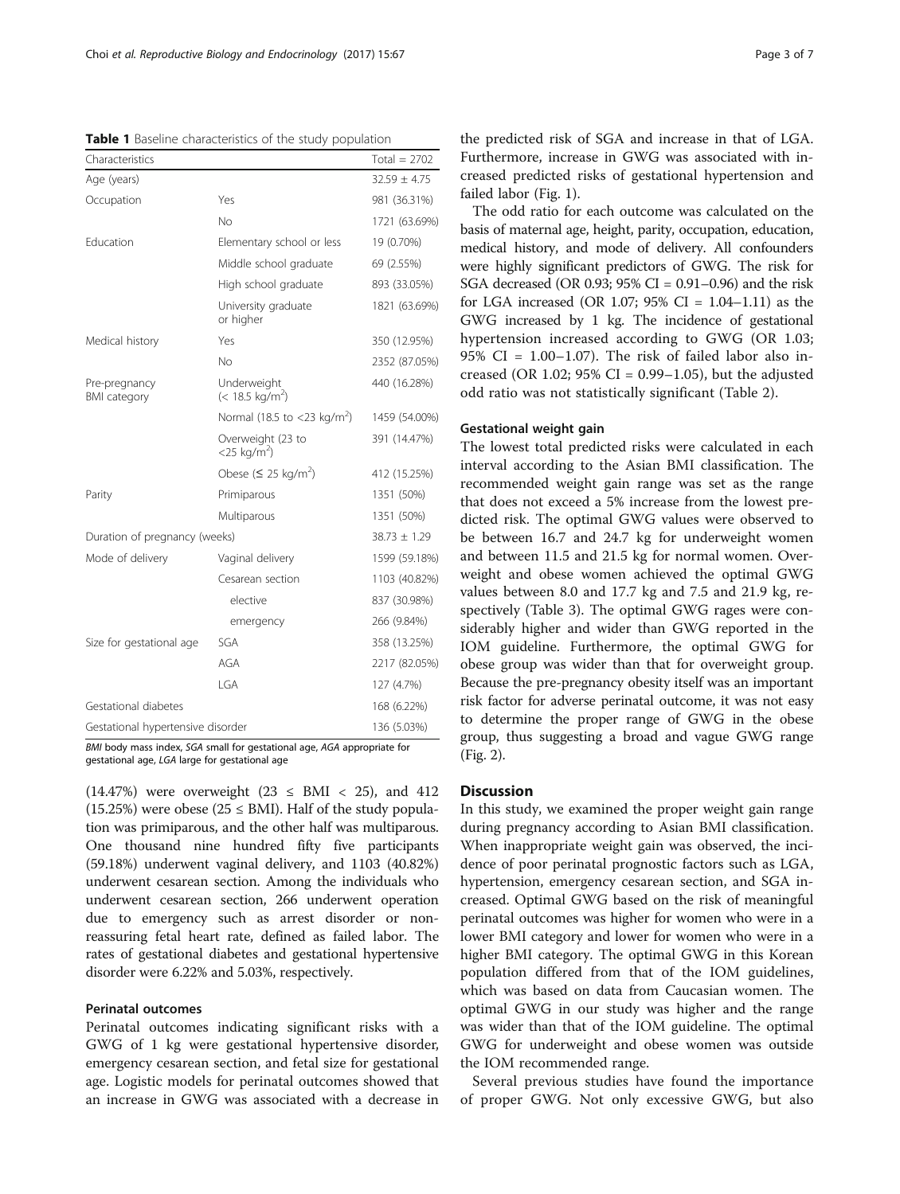**Table 1** Baseline characteristics of the study population

| Characteristics | | Total = 2702 |
|---|---|---|
| Age (years) | | 32.59 ± 4.75 |
| Occupation | Yes | 981 (36.31%) |
| | No | 1721 (63.69%) |
| Education | Elementary school or less | 19 (0.70%) |
| | Middle school graduate | 69 (2.55%) |
| | High school graduate | 893 (33.05%) |
| | University graduate or higher | 1821 (63.69%) |
| Medical history | Yes | 350 (12.95%) |
| | No | 2352 (87.05%) |
| Pre-pregnancy BMI category | Underweight (< 18.5 kg/m$^2$) | 440 (16.28%) |
| | Normal (18.5 to <23 kg/m$^2$) | 1459 (54.00%) |
| | Overweight (23 to <25 kg/m$^2$) | 391 (14.47%) |
| | Obese (≤ 25 kg/m$^2$) | 412 (15.25%) |
| Parity | Primiparous | 1351 (50%) |
| | Multiparous | 1351 (50%) |
| Duration of pregnancy (weeks) | | 38.73 ± 1.29 |
| Mode of delivery | Vaginal delivery | 1599 (59.18%) |
| | Cesarean section | 1103 (40.82%) |
| | elective | 837 (30.98%) |
| | emergency | 266 (9.84%) |
| Size for gestational age | SGA | 358 (13.25%) |
| | AGA | 2217 (82.05%) |
| | LGA | 127 (4.7%) |
| Gestational diabetes | | 168 (6.22%) |
| Gestational hypertensive disorder | | 136 (5.03%) |

*BMI* body mass index, *SGA* small for gestational age, *AGA* appropriate for gestational age, *LGA* large for gestational age

(14.47%) were overweight (23 ≤ BMI < 25), and 412 (15.25%) were obese (25 ≤ BMI). Half of the study population was primiparous, and the other half was multiparous. One thousand nine hundred fifty five participants (59.18%) underwent vaginal delivery, and 1103 (40.82%) underwent cesarean section. Among the individuals who underwent cesarean section, 266 underwent operation due to emergency such as arrest disorder or non-reassuring fetal heart rate, defined as failed labor. The rates of gestational diabetes and gestational hypertensive disorder were 6.22% and 5.03%, respectively.

### Perinatal outcomes

Perinatal outcomes indicating significant risks with a GWG of 1 kg were gestational hypertensive disorder, emergency cesarean section, and fetal size for gestational age. Logistic models for perinatal outcomes showed that an increase in GWG was associated with a decrease in the predicted risk of SGA and increase in that of LGA. Furthermore, increase in GWG was associated with increased predicted risks of gestational hypertension and failed labor (Fig. 1).

The odd ratio for each outcome was calculated on the basis of maternal age, height, parity, occupation, education, medical history, and mode of delivery. All confounders were highly significant predictors of GWG. The risk for SGA decreased (OR 0.93; 95% CI = 0.91–0.96) and the risk for LGA increased (OR 1.07; 95% CI = 1.04–1.11) as the GWG increased by 1 kg. The incidence of gestational hypertension increased according to GWG (OR 1.03; 95% CI = 1.00–1.07). The risk of failed labor also increased (OR 1.02; 95% CI = 0.99–1.05), but the adjusted odd ratio was not statistically significant (Table 2).

### Gestational weight gain

The lowest total predicted risks were calculated in each interval according to the Asian BMI classification. The recommended weight gain range was set as the range that does not exceed a 5% increase from the lowest predicted risk. The optimal GWG values were observed to be between 16.7 and 24.7 kg for underweight women and between 11.5 and 21.5 kg for normal women. Overweight and obese women achieved the optimal GWG values between 8.0 and 17.7 kg and 7.5 and 21.9 kg, respectively (Table 3). The optimal GWG rages were considerably higher and wider than GWG reported in the IOM guideline. Furthermore, the optimal GWG for obese group was wider than that for overweight group. Because the pre-pregnancy obesity itself was an important risk factor for adverse perinatal outcome, it was not easy to determine the proper range of GWG in the obese group, thus suggesting a broad and vague GWG range (Fig. 2).

## Discussion

In this study, we examined the proper weight gain range during pregnancy according to Asian BMI classification. When inappropriate weight gain was observed, the incidence of poor perinatal prognostic factors such as LGA, hypertension, emergency cesarean section, and SGA increased. Optimal GWG based on the risk of meaningful perinatal outcomes was higher for women who were in a lower BMI category and lower for women who were in a higher BMI category. The optimal GWG in this Korean population differed from that of the IOM guidelines, which was based on data from Caucasian women. The optimal GWG in our study was higher and the range was wider than that of the IOM guideline. The optimal GWG for underweight and obese women was outside the IOM recommended range.

Several previous studies have found the importance of proper GWG. Not only excessive GWG, but also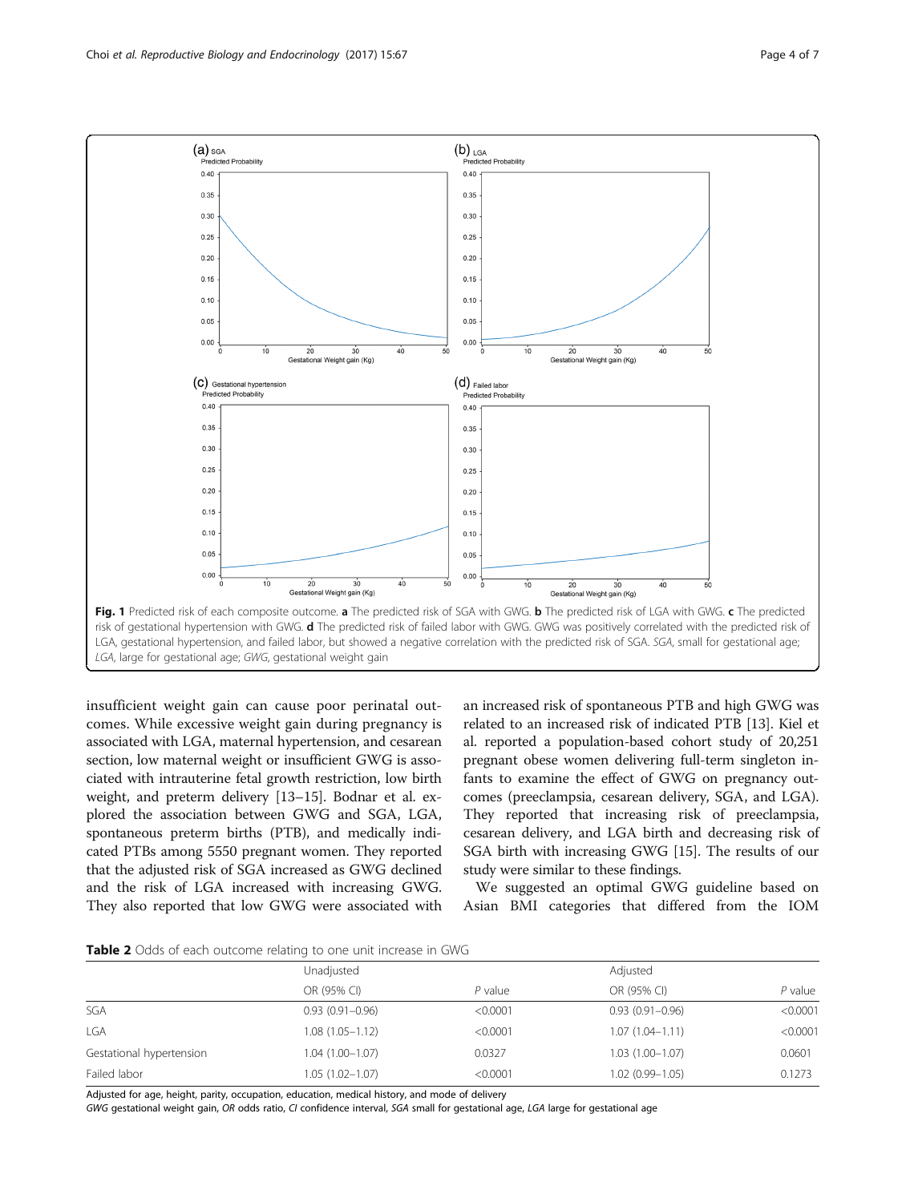Fig. 1 Predicted risk of each composite outcome. **a** The predicted risk of SGA with GWG. **b** The predicted risk of LGA with GWG. **c** The predicted risk of gestational hypertension with GWG. **d** The predicted risk of failed labor with GWG. GWG was positively correlated with the predicted risk of LGA, gestational hypertension, and failed labor, but showed a negative correlation with the predicted risk of SGA. *SGA*, small for gestational age; *LGA*, large for gestational age; *GWG*, gestational weight gain

insufficient weight gain can cause poor perinatal outcomes. While excessive weight gain during pregnancy is associated with LGA, maternal hypertension, and cesarean section, low maternal weight or insufficient GWG is associated with intrauterine fetal growth restriction, low birth weight, and preterm delivery [13–15]. Bodnar et al. explored the association between GWG and SGA, LGA, spontaneous preterm births (PTB), and medically indicated PTBs among 5550 pregnant women. They reported that the adjusted risk of SGA increased as GWG declined and the risk of LGA increased with increasing GWG. They also reported that low GWG were associated with an increased risk of spontaneous PTB and high GWG was related to an increased risk of indicated PTB [13]. Kiel et al. reported a population-based cohort study of 20,251 pregnant obese women delivering full-term singleton infants to examine the effect of GWG on pregnancy outcomes (preeclampsia, cesarean delivery, SGA, and LGA). They reported that increasing risk of preeclampsia, cesarean delivery, and LGA birth and decreasing risk of SGA birth with increasing GWG [15]. The results of our study were similar to these findings.

We suggested an optimal GWG guideline based on Asian BMI categories that differed from the IOM

**Table 2** Odds of each outcome relating to one unit increase in GWG

| | Unadjusted | | Adjusted | |
|---|---|---|---|---|
| | OR (95% CI) | *P* value | OR (95% CI) | *P* value |
| SGA | 0.93 (0.91–0.96) | <0.0001 | 0.93 (0.91–0.96) | <0.0001 |
| LGA | 1.08 (1.05–1.12) | <0.0001 | 1.07 (1.04–1.11) | <0.0001 |
| Gestational hypertension | 1.04 (1.00–1.07) | 0.0327 | 1.03 (1.00–1.07) | 0.0601 |
| Failed labor | 1.05 (1.02–1.07) | <0.0001 | 1.02 (0.99–1.05) | 0.1273 |

Adjusted for age, height, parity, occupation, education, medical history, and mode of delivery

*GWG* gestational weight gain, *OR* odds ratio, *CI* confidence interval, *SGA* small for gestational age, *LGA* large for gestational age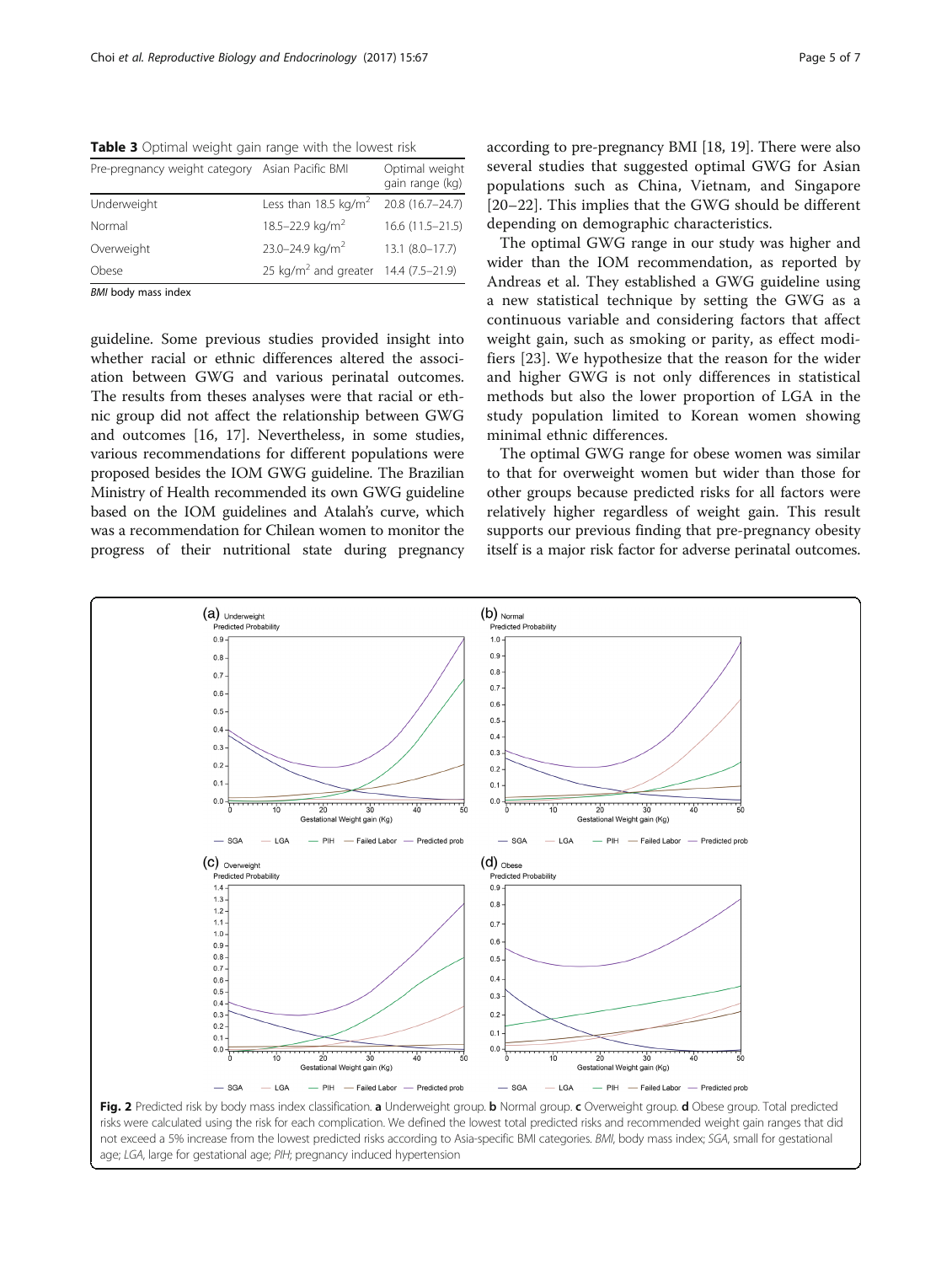**Table 3** Optimal weight gain range with the lowest risk

| Pre-pregnancy weight category | Asian Pacific BMI | Optimal weight gain range (kg) |
| --- | --- | --- |
| Underweight | Less than 18.5 kg/m$^2$ | 20.8 (16.7–24.7) |
| Normal | 18.5–22.9 kg/m$^2$ | 16.6 (11.5–21.5) |
| Overweight | 23.0–24.9 kg/m$^2$ | 13.1 (8.0–17.7) |
| Obese | 25 kg/m$^2$ and greater | 14.4 (7.5–21.9) |

*BMI* body mass index

guideline. Some previous studies provided insight into whether racial or ethnic differences altered the association between GWG and various perinatal outcomes. The results from theses analyses were that racial or ethnic group did not affect the relationship between GWG and outcomes [16, 17]. Nevertheless, in some studies, various recommendations for different populations were proposed besides the IOM GWG guideline. The Brazilian Ministry of Health recommended its own GWG guideline based on the IOM guidelines and Atalah's curve, which was a recommendation for Chilean women to monitor the progress of their nutritional state during pregnancy according to pre-pregnancy BMI [18, 19]. There were also several studies that suggested optimal GWG for Asian populations such as China, Vietnam, and Singapore [20–22]. This implies that the GWG should be different depending on demographic characteristics.

The optimal GWG range in our study was higher and wider than the IOM recommendation, as reported by Andreas et al. They established a GWG guideline using a new statistical technique by setting the GWG as a continuous variable and considering factors that affect weight gain, such as smoking or parity, as effect modifiers [23]. We hypothesize that the reason for the wider and higher GWG is not only differences in statistical methods but also the lower proportion of LGA in the study population limited to Korean women showing minimal ethnic differences.

The optimal GWG range for obese women was similar to that for overweight women but wider than those for other groups because predicted risks for all factors were relatively higher regardless of weight gain. This result supports our previous finding that pre-pregnancy obesity itself is a major risk factor for adverse perinatal outcomes.

**Fig. 2** Predicted risk by body mass index classification. **a** Underweight group. **b** Normal group. **c** Overweight group. **d** Obese group. Total predicted risks were calculated using the risk for each complication. We defined the lowest total predicted risks and recommended weight gain ranges that did not exceed a 5% increase from the lowest predicted risks according to Asia-specific BMI categories. *BMI*, body mass index; *SGA*, small for gestational age; *LGA*, large for gestational age; *PIH*; pregnancy induced hypertension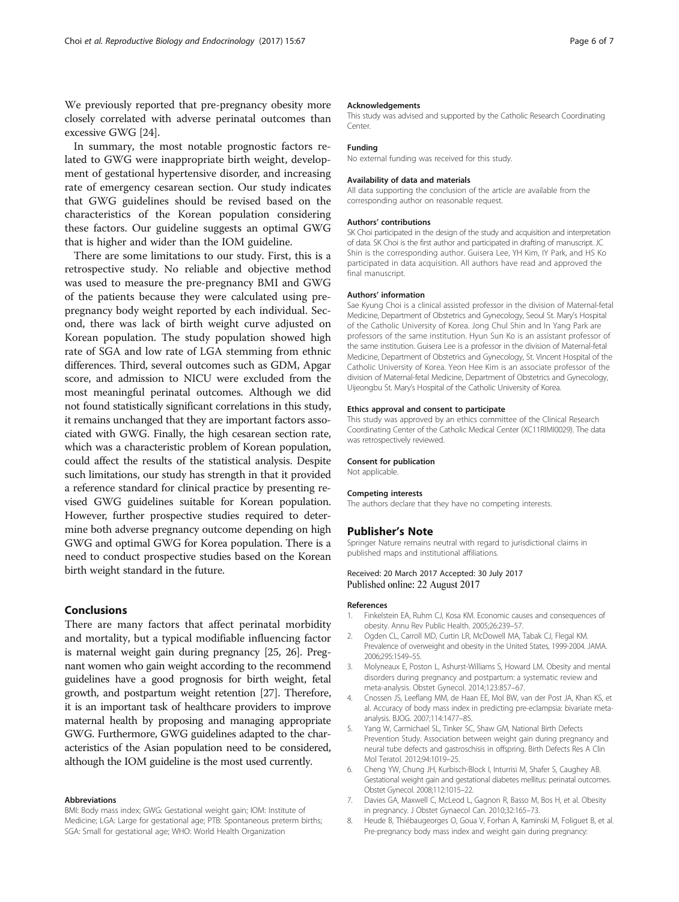We previously reported that pre-pregnancy obesity more closely correlated with adverse perinatal outcomes than excessive GWG [24].

In summary, the most notable prognostic factors related to GWG were inappropriate birth weight, development of gestational hypertensive disorder, and increasing rate of emergency cesarean section. Our study indicates that GWG guidelines should be revised based on the characteristics of the Korean population considering these factors. Our guideline suggests an optimal GWG that is higher and wider than the IOM guideline.

There are some limitations to our study. First, this is a retrospective study. No reliable and objective method was used to measure the pre-pregnancy BMI and GWG of the patients because they were calculated using pre-pregnancy body weight reported by each individual. Second, there was lack of birth weight curve adjusted on Korean population. The study population showed high rate of SGA and low rate of LGA stemming from ethnic differences. Third, several outcomes such as GDM, Apgar score, and admission to NICU were excluded from the most meaningful perinatal outcomes. Although we did not found statistically significant correlations in this study, it remains unchanged that they are important factors associated with GWG. Finally, the high cesarean section rate, which was a characteristic problem of Korean population, could affect the results of the statistical analysis. Despite such limitations, our study has strength in that it provided a reference standard for clinical practice by presenting revised GWG guidelines suitable for Korean population. However, further prospective studies required to determine both adverse pregnancy outcome depending on high GWG and optimal GWG for Korea population. There is a need to conduct prospective studies based on the Korean birth weight standard in the future.

## Conclusions

There are many factors that affect perinatal morbidity and mortality, but a typical modifiable influencing factor is maternal weight gain during pregnancy [25, 26]. Pregnant women who gain weight according to the recommend guidelines have a good prognosis for birth weight, fetal growth, and postpartum weight retention [27]. Therefore, it is an important task of healthcare providers to improve maternal health by proposing and managing appropriate GWG. Furthermore, GWG guidelines adapted to the characteristics of the Asian population need to be considered, although the IOM guideline is the most used currently.

#### Abbreviations

BMI: Body mass index; GWG: Gestational weight gain; IOM: Institute of Medicine; LGA: Large for gestational age; PTB: Spontaneous preterm births; SGA: Small for gestational age; WHO: World Health Organization

#### Acknowledgements

This study was advised and supported by the Catholic Research Coordinating Center.

#### Funding

No external funding was received for this study.

#### Availability of data and materials

All data supporting the conclusion of the article are available from the corresponding author on reasonable request.

#### Authors' contributions

SK Choi participated in the design of the study and acquisition and interpretation of data. SK Choi is the first author and participated in drafting of manuscript. JC Shin is the corresponding author. Guisera Lee, YH Kim, IY Park, and HS Ko participated in data acquisition. All authors have read and approved the final manuscript.

#### Authors' information

Sae Kyung Choi is a clinical assisted professor in the division of Maternal-fetal Medicine, Department of Obstetrics and Gynecology, Seoul St. Mary's Hospital of the Catholic University of Korea. Jong Chul Shin and In Yang Park are professors of the same institution. Hyun Sun Ko is an assistant professor of the same institution. Guisera Lee is a professor in the division of Maternal-fetal Medicine, Department of Obstetrics and Gynecology, St. Vincent Hospital of the Catholic University of Korea. Yeon Hee Kim is an associate professor of the division of Maternal-fetal Medicine, Department of Obstetrics and Gynecology, Uijeongbu St. Mary's Hospital of the Catholic University of Korea.

#### Ethics approval and consent to participate

This study was approved by an ethics committee of the Clinical Research Coordinating Center of the Catholic Medical Center (XC11RIMI0029). The data was retrospectively reviewed.

#### Consent for publication

Not applicable.

#### Competing interests

The authors declare that they have no competing interests.

## Publisher's Note

Springer Nature remains neutral with regard to jurisdictional claims in published maps and institutional affiliations.

Received: 20 March 2017 Accepted: 30 July 2017
Published online: 22 August 2017

#### References

1. Finkelstein EA, Ruhm CJ, Kosa KM. Economic causes and consequences of obesity. Annu Rev Public Health. 2005;26:239–57.
2. Ogden CL, Carroll MD, Curtin LR, McDowell MA, Tabak CJ, Flegal KM. Prevalence of overweight and obesity in the United States, 1999-2004. JAMA. 2006;295:1549–55.
3. Molyneaux E, Poston L, Ashurst-Williams S, Howard LM. Obesity and mental disorders during pregnancy and postpartum: a systematic review and meta-analysis. Obstet Gynecol. 2014;123:857–67.
4. Cnossen JS, Leeflang MM, de Haan EE, Mol BW, van der Post JA, Khan KS, et al. Accuracy of body mass index in predicting pre-eclampsia: bivariate meta-analysis. BJOG. 2007;114:1477–85.
5. Yang W, Carmichael SL, Tinker SC, Shaw GM, National Birth Defects Prevention Study. Association between weight gain during pregnancy and neural tube defects and gastroschisis in offspring. Birth Defects Res A Clin Mol Teratol. 2012;94:1019–25.
6. Cheng YW, Chung JH, Kurbisch-Block I, Inturrisi M, Shafer S, Caughey AB. Gestational weight gain and gestational diabetes mellitus: perinatal outcomes. Obstet Gynecol. 2008;112:1015–22.
7. Davies GA, Maxwell C, McLeod L, Gagnon R, Basso M, Bos H, et al. Obesity in pregnancy. J Obstet Gynaecol Can. 2010;32:165–73.
8. Heude B, Thiébaugeorges O, Goua V, Forhan A, Kaminski M, Foliguet B, et al. Pre-pregnancy body mass index and weight gain during pregnancy: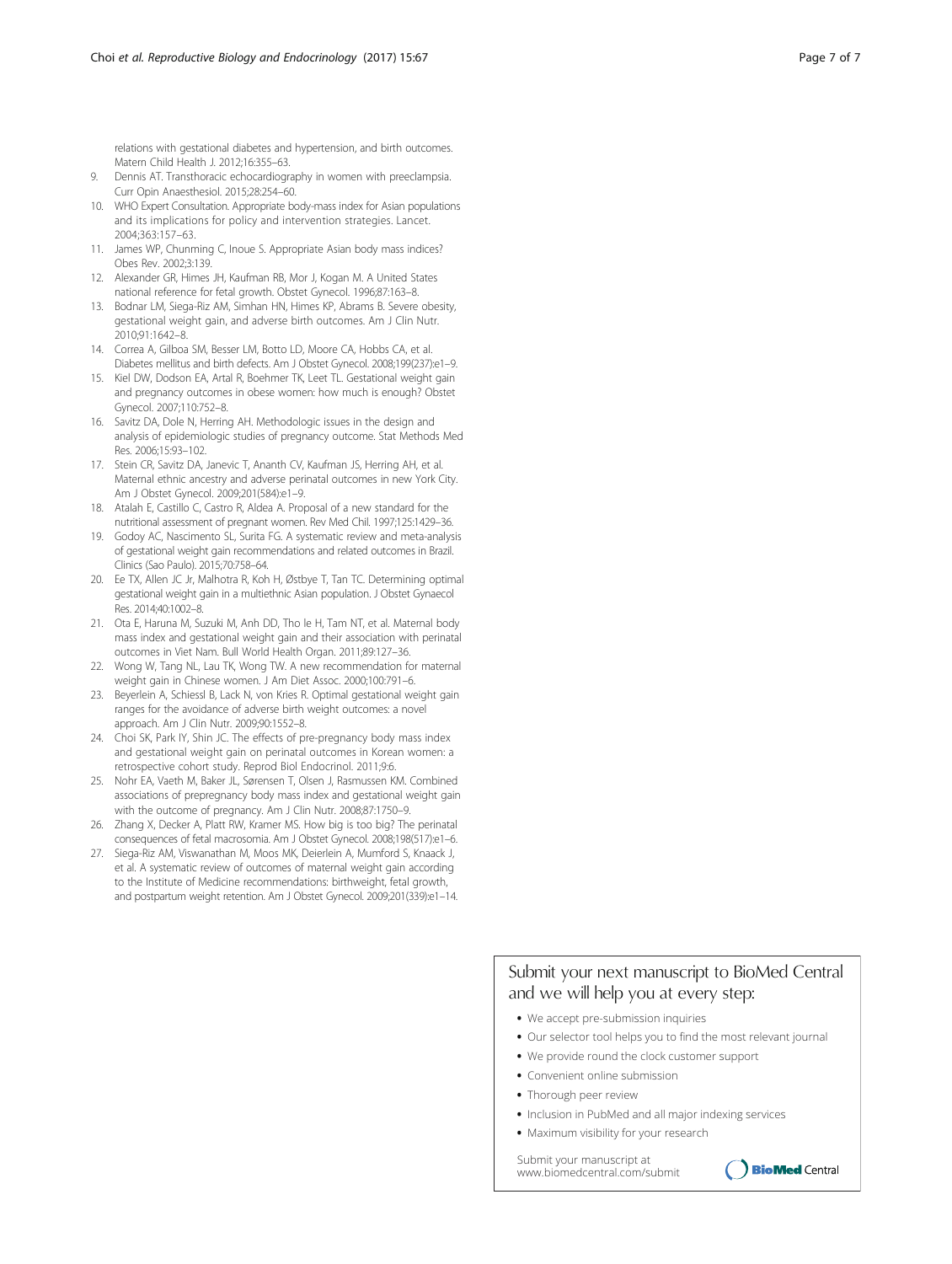relations with gestational diabetes and hypertension, and birth outcomes. Matern Child Health J. 2012;16:355–63.

9. Dennis AT. Transthoracic echocardiography in women with preeclampsia. Curr Opin Anaesthesiol. 2015;28:254–60.
10. WHO Expert Consultation. Appropriate body-mass index for Asian populations and its implications for policy and intervention strategies. Lancet. 2004;363:157–63.
11. James WP, Chunming C, Inoue S. Appropriate Asian body mass indices? Obes Rev. 2002;3:139.
12. Alexander GR, Himes JH, Kaufman RB, Mor J, Kogan M. A United States national reference for fetal growth. Obstet Gynecol. 1996;87:163–8.
13. Bodnar LM, Siega-Riz AM, Simhan HN, Himes KP, Abrams B. Severe obesity, gestational weight gain, and adverse birth outcomes. Am J Clin Nutr. 2010;91:1642–8.
14. Correa A, Gilboa SM, Besser LM, Botto LD, Moore CA, Hobbs CA, et al. Diabetes mellitus and birth defects. Am J Obstet Gynecol. 2008;199(237):e1–9.
15. Kiel DW, Dodson EA, Artal R, Boehmer TK, Leet TL. Gestational weight gain and pregnancy outcomes in obese women: how much is enough? Obstet Gynecol. 2007;110:752–8.
16. Savitz DA, Dole N, Herring AH. Methodologic issues in the design and analysis of epidemiologic studies of pregnancy outcome. Stat Methods Med Res. 2006;15:93–102.
17. Stein CR, Savitz DA, Janevic T, Ananth CV, Kaufman JS, Herring AH, et al. Maternal ethnic ancestry and adverse perinatal outcomes in new York City. Am J Obstet Gynecol. 2009;201(584):e1–9.
18. Atalah E, Castillo C, Castro R, Aldea A. Proposal of a new standard for the nutritional assessment of pregnant women. Rev Med Chil. 1997;125:1429–36.
19. Godoy AC, Nascimento SL, Surita FG. A systematic review and meta-analysis of gestational weight gain recommendations and related outcomes in Brazil. Clinics (Sao Paulo). 2015;70:758–64.
20. Ee TX, Allen JC Jr, Malhotra R, Koh H, Østbye T, Tan TC. Determining optimal gestational weight gain in a multiethnic Asian population. J Obstet Gynaecol Res. 2014;40:1002–8.
21. Ota E, Haruna M, Suzuki M, Anh DD, Tho le H, Tam NT, et al. Maternal body mass index and gestational weight gain and their association with perinatal outcomes in Viet Nam. Bull World Health Organ. 2011;89:127–36.
22. Wong W, Tang NL, Lau TK, Wong TW. A new recommendation for maternal weight gain in Chinese women. J Am Diet Assoc. 2000;100:791–6.
23. Beyerlein A, Schiessl B, Lack N, von Kries R. Optimal gestational weight gain ranges for the avoidance of adverse birth weight outcomes: a novel approach. Am J Clin Nutr. 2009;90:1552–8.
24. Choi SK, Park IY, Shin JC. The effects of pre-pregnancy body mass index and gestational weight gain on perinatal outcomes in Korean women: a retrospective cohort study. Reprod Biol Endocrinol. 2011;9:6.
25. Nohr EA, Vaeth M, Baker JL, Sørensen T, Olsen J, Rasmussen KM. Combined associations of prepregnancy body mass index and gestational weight gain with the outcome of pregnancy. Am J Clin Nutr. 2008;87:1750–9.
26. Zhang X, Decker A, Platt RW, Kramer MS. How big is too big? The perinatal consequences of fetal macrosomia. Am J Obstet Gynecol. 2008;198(517):e1–6.
27. Siega-Riz AM, Viswanathan M, Moos MK, Deierlein A, Mumford S, Knaack J, et al. A systematic review of outcomes of maternal weight gain according to the Institute of Medicine recommendations: birthweight, fetal growth, and postpartum weight retention. Am J Obstet Gynecol. 2009;201(339):e1–14.

Submit your next manuscript to BioMed Central and we will help you at every step:

- We accept pre-submission inquiries
- Our selector tool helps you to find the most relevant journal
- We provide round the clock customer support
- Convenient online submission
- Thorough peer review
- Inclusion in PubMed and all major indexing services
- Maximum visibility for your research

Submit your manuscript at
www.biomedcentral.com/submit

BioMed Central